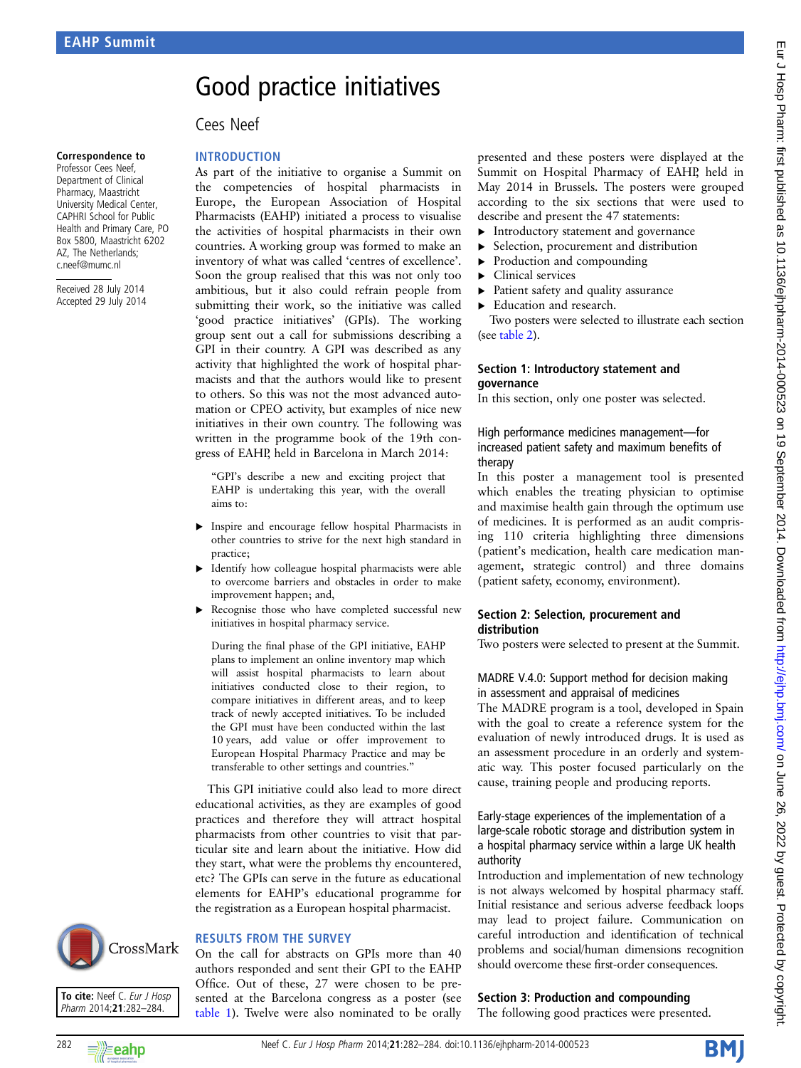# Good practice initiatives

Cees Neef

**Correspondence to** Professor Cees Neef, Department of Clinical Pharmacy, Maastricht University Medical Center, CAPHRI School for Public Health and Primary Care, PO Box 5800, Maastricht 6202 AZ, The Netherlands; c.neef@mumc.nl

Received 28 July 2014
Accepted 29 July 2014

**To cite:** Neef C. *Eur J Hosp Pharm* 2014;**21**:282–284.

## INTRODUCTION

As part of the initiative to organise a Summit on the competencies of hospital pharmacists in Europe, the European Association of Hospital Pharmacists (EAHP) initiated a process to visualise the activities of hospital pharmacists in their own countries. A working group was formed to make an inventory of what was called 'centres of excellence'. Soon the group realised that this was not only too ambitious, but it also could refrain people from submitting their work, so the initiative was called 'good practice initiatives' (GPIs). The working group sent out a call for submissions describing a GPI in their country. A GPI was described as any activity that highlighted the work of hospital pharmacists and that the authors would like to present to others. So this was not the most advanced automation or CPEO activity, but examples of nice new initiatives in their own country. The following was written in the programme book of the 19th congress of EAHP, held in Barcelona in March 2014:

> "GPI's describe a new and exciting project that EAHP is undertaking this year, with the overall aims to:
>
> - Inspire and encourage fellow hospital Pharmacists in other countries to strive for the next high standard in practice;
> - Identify how colleague hospital pharmacists were able to overcome barriers and obstacles in order to make improvement happen; and,
> - Recognise those who have completed successful new initiatives in hospital pharmacy service.
>
> During the final phase of the GPI initiative, EAHP plans to implement an online inventory map which will assist hospital pharmacists to learn about initiatives conducted close to their region, to compare initiatives in different areas, and to keep track of newly accepted initiatives. To be included the GPI must have been conducted within the last 10 years, add value or offer improvement to European Hospital Pharmacy Practice and may be transferable to other settings and countries."

This GPI initiative could also lead to more direct educational activities, as they are examples of good practices and therefore they will attract hospital pharmacists from other countries to visit that particular site and learn about the initiative. How did they start, what were the problems thy encountered, etc? The GPIs can serve in the future as educational elements for EAHP's educational programme for the registration as a European hospital pharmacist.

## RESULTS FROM THE SURVEY

On the call for abstracts on GPIs more than 40 authors responded and sent their GPI to the EAHP Office. Out of these, 27 were chosen to be presented at the Barcelona congress as a poster (see table 1). Twelve were also nominated to be orally presented and these posters were displayed at the Summit on Hospital Pharmacy of EAHP, held in May 2014 in Brussels. The posters were grouped according to the six sections that were used to describe and present the 47 statements:

- Introductory statement and governance
- Selection, procurement and distribution
- Production and compounding
- Clinical services
- Patient safety and quality assurance
- Education and research.

Two posters were selected to illustrate each section (see table 2).

### Section 1: Introductory statement and governance

In this section, only one poster was selected.

#### High performance medicines management—for increased patient safety and maximum benefits of therapy

In this poster a management tool is presented which enables the treating physician to optimise and maximise health gain through the optimum use of medicines. It is performed as an audit comprising 110 criteria highlighting three dimensions (patient's medication, health care medication management, strategic control) and three domains (patient safety, economy, environment).

### Section 2: Selection, procurement and distribution

Two posters were selected to present at the Summit.

#### MADRE V.4.0: Support method for decision making in assessment and appraisal of medicines

The MADRE program is a tool, developed in Spain with the goal to create a reference system for the evaluation of newly introduced drugs. It is used as an assessment procedure in an orderly and systematic way. This poster focused particularly on the cause, training people and producing reports.

#### Early-stage experiences of the implementation of a large-scale robotic storage and distribution system in a hospital pharmacy service within a large UK health authority

Introduction and implementation of new technology is not always welcomed by hospital pharmacy staff. Initial resistance and serious adverse feedback loops may lead to project failure. Communication on careful introduction and identification of technical problems and social/human dimensions recognition should overcome these first-order consequences.

### Section 3: Production and compounding

The following good practices were presented.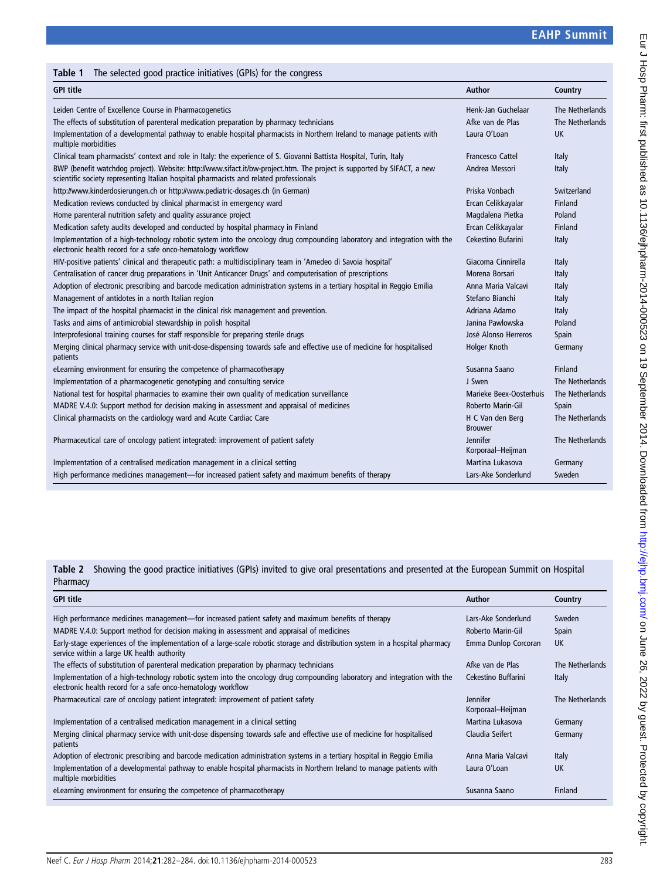**Table 1** The selected good practice initiatives (GPIs) for the congress

| GPI title | Author | Country |
|---|---|---|
| Leiden Centre of Excellence Course in Pharmacogenetics | Henk-Jan Guchelaar | The Netherlands |
| The effects of substitution of parenteral medication preparation by pharmacy technicians | Afke van de Plas | The Netherlands |
| Implementation of a developmental pathway to enable hospital pharmacists in Northern Ireland to manage patients with multiple morbidities | Laura O'Loan | UK |
| Clinical team pharmacists' context and role in Italy: the experience of S. Giovanni Battista Hospital, Turin, Italy | Francesco Cattel | Italy |
| BWP (benefit watchdog project). Website: http://www.sifact.it/bw-project.htm. The project is supported by SIFACT, a new scientific society representing Italian hospital pharmacists and related professionals | Andrea Messori | Italy |
| http://www.kinderdosierungen.ch or http://www.pediatric-dosages.ch (in German) | Priska Vonbach | Switzerland |
| Medication reviews conducted by clinical pharmacist in emergency ward | Ercan Celikkayalar | Finland |
| Home parenteral nutrition safety and quality assurance project | Magdalena Pietka | Poland |
| Medication safety audits developed and conducted by hospital pharmacy in Finland | Ercan Celikkayalar | Finland |
| Implementation of a high-technology robotic system into the oncology drug compounding laboratory and integration with the electronic health record for a safe onco-hematology workflow | Cekestino Bufarini | Italy |
| HIV-positive patients' clinical and therapeutic path: a multidisciplinary team in 'Amedeo di Savoia hospital' | Giacoma Cinnirella | Italy |
| Centralisation of cancer drug preparations in 'Unit Anticancer Drugs' and computerisation of prescriptions | Morena Borsari | Italy |
| Adoption of electronic prescribing and barcode medication administration systems in a tertiary hospital in Reggio Emilia | Anna Maria Valcavi | Italy |
| Management of antidotes in a north Italian region | Stefano Bianchi | Italy |
| The impact of the hospital pharmacist in the clinical risk management and prevention. | Adriana Adamo | Italy |
| Tasks and aims of antimicrobial stewardship in polish hospital | Janina Pawlowska | Poland |
| Interprofesional training courses for staff responsible for preparing sterile drugs | José Alonso Herreros | Spain |
| Merging clinical pharmacy service with unit-dose-dispensing towards safe and effective use of medicine for hospitalised patients | Holger Knoth | Germany |
| eLearning environment for ensuring the competence of pharmacotherapy | Susanna Saano | Finland |
| Implementation of a pharmacogenetic genotyping and consulting service | J Swen | The Netherlands |
| National test for hospital pharmacies to examine their own quality of medication surveillance | Marieke Beex-Oosterhuis | The Netherlands |
| MADRE V.4.0: Support method for decision making in assessment and appraisal of medicines | Roberto Marin-Gil | Spain |
| Clinical pharmacists on the cardiology ward and Acute Cardiac Care | H C Van den Berg Brouwer | The Netherlands |
| Pharmaceutical care of oncology patient integrated: improvement of patient safety | Jennifer Korporaal–Heijman | The Netherlands |
| Implementation of a centralised medication management in a clinical setting | Martina Lukasova | Germany |
| High performance medicines management—for increased patient safety and maximum benefits of therapy | Lars-Ake Sonderlund | Sweden |

**Table 2** Showing the good practice initiatives (GPIs) invited to give oral presentations and presented at the European Summit on Hospital Pharmacy

| GPI title | Author | Country |
|---|---|---|
| High performance medicines management—for increased patient safety and maximum benefits of therapy | Lars-Ake Sonderlund | Sweden |
| MADRE V.4.0: Support method for decision making in assessment and appraisal of medicines | Roberto Marin-Gil | Spain |
| Early-stage experiences of the implementation of a large-scale robotic storage and distribution system in a hospital pharmacy service within a large UK health authority | Emma Dunlop Corcoran | UK |
| The effects of substitution of parenteral medication preparation by pharmacy technicians | Afke van de Plas | The Netherlands |
| Implementation of a high-technology robotic system into the oncology drug compounding laboratory and integration with the electronic health record for a safe onco-hematology workflow | Cekestino Buffarini | Italy |
| Pharmaceutical care of oncology patient integrated: improvement of patient safety | Jennifer Korporaal–Heijman | The Netherlands |
| Implementation of a centralised medication management in a clinical setting | Martina Lukasova | Germany |
| Merging clinical pharmacy service with unit-dose dispensing towards safe and effective use of medicine for hospitalised patients | Claudia Seifert | Germany |
| Adoption of electronic prescribing and barcode medication administration systems in a tertiary hospital in Reggio Emilia | Anna Maria Valcavi | Italy |
| Implementation of a developmental pathway to enable hospital pharmacists in Northern Ireland to manage patients with multiple morbidities | Laura O'Loan | UK |
| eLearning environment for ensuring the competence of pharmacotherapy | Susanna Saano | Finland |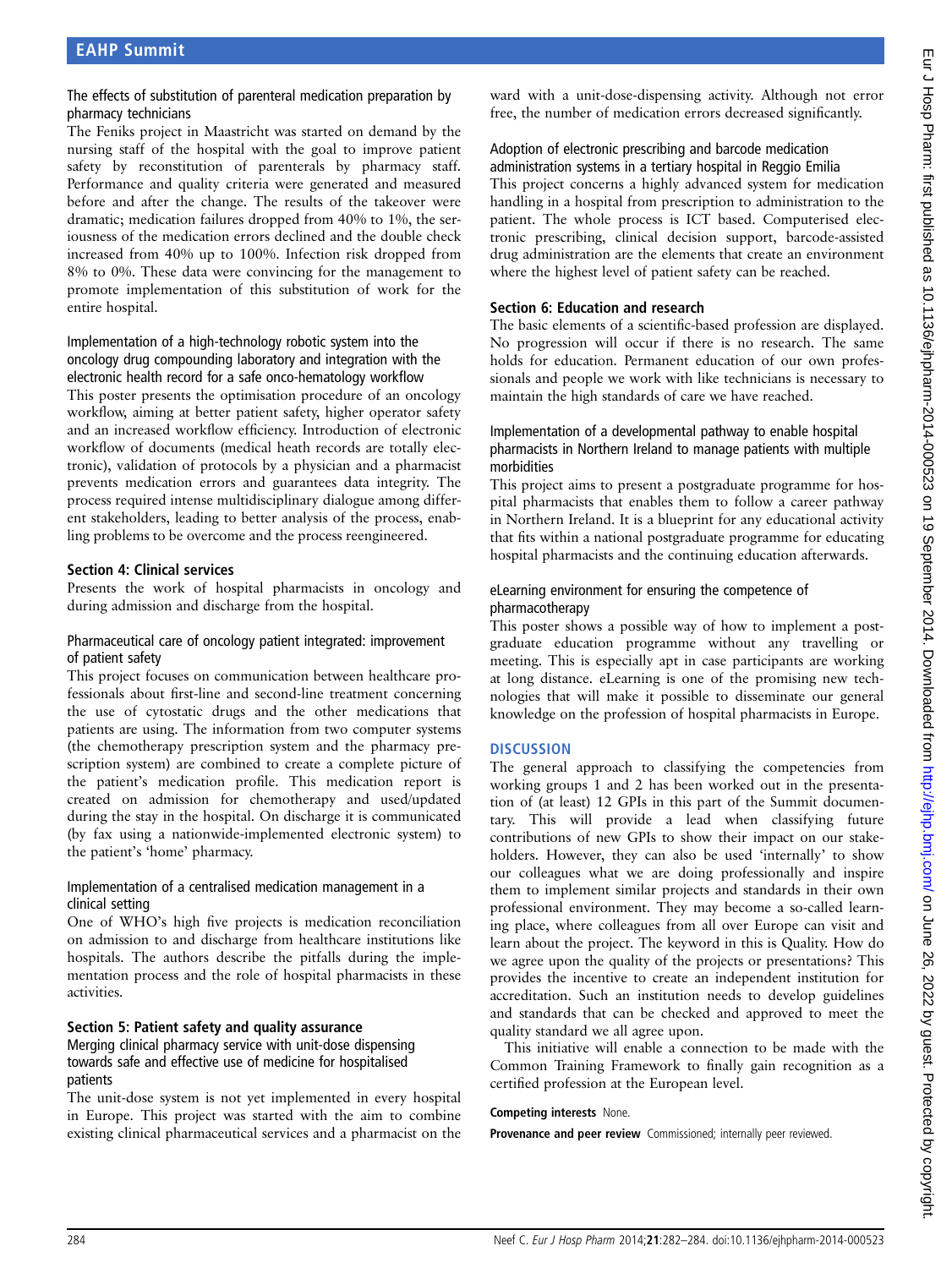### The effects of substitution of parenteral medication preparation by pharmacy technicians

The Feniks project in Maastricht was started on demand by the nursing staff of the hospital with the goal to improve patient safety by reconstitution of parenterals by pharmacy staff. Performance and quality criteria were generated and measured before and after the change. The results of the takeover were dramatic; medication failures dropped from 40% to 1%, the seriousness of the medication errors declined and the double check increased from 40% up to 100%. Infection risk dropped from 8% to 0%. These data were convincing for the management to promote implementation of this substitution of work for the entire hospital.

### Implementation of a high-technology robotic system into the oncology drug compounding laboratory and integration with the electronic health record for a safe onco-hematology workflow

This poster presents the optimisation procedure of an oncology workflow, aiming at better patient safety, higher operator safety and an increased workflow efficiency. Introduction of electronic workflow of documents (medical heath records are totally electronic), validation of protocols by a physician and a pharmacist prevents medication errors and guarantees data integrity. The process required intense multidisciplinary dialogue among different stakeholders, leading to better analysis of the process, enabling problems to be overcome and the process reengineered.

## Section 4: Clinical services

Presents the work of hospital pharmacists in oncology and during admission and discharge from the hospital.

### Pharmaceutical care of oncology patient integrated: improvement of patient safety

This project focuses on communication between healthcare professionals about first-line and second-line treatment concerning the use of cytostatic drugs and the other medications that patients are using. The information from two computer systems (the chemotherapy prescription system and the pharmacy prescription system) are combined to create a complete picture of the patient's medication profile. This medication report is created on admission for chemotherapy and used/updated during the stay in the hospital. On discharge it is communicated (by fax using a nationwide-implemented electronic system) to the patient's 'home' pharmacy.

### Implementation of a centralised medication management in a clinical setting

One of WHO's high five projects is medication reconciliation on admission to and discharge from healthcare institutions like hospitals. The authors describe the pitfalls during the implementation process and the role of hospital pharmacists in these activities.

## Section 5: Patient safety and quality assurance

### Merging clinical pharmacy service with unit-dose dispensing towards safe and effective use of medicine for hospitalised patients

The unit-dose system is not yet implemented in every hospital in Europe. This project was started with the aim to combine existing clinical pharmaceutical services and a pharmacist on the ward with a unit-dose-dispensing activity. Although not error free, the number of medication errors decreased significantly.

### Adoption of electronic prescribing and barcode medication administration systems in a tertiary hospital in Reggio Emilia

This project concerns a highly advanced system for medication handling in a hospital from prescription to administration to the patient. The whole process is ICT based. Computerised electronic prescribing, clinical decision support, barcode-assisted drug administration are the elements that create an environment where the highest level of patient safety can be reached.

## Section 6: Education and research

The basic elements of a scientific-based profession are displayed. No progression will occur if there is no research. The same holds for education. Permanent education of our own professionals and people we work with like technicians is necessary to maintain the high standards of care we have reached.

### Implementation of a developmental pathway to enable hospital pharmacists in Northern Ireland to manage patients with multiple morbidities

This project aims to present a postgraduate programme for hospital pharmacists that enables them to follow a career pathway in Northern Ireland. It is a blueprint for any educational activity that fits within a national postgraduate programme for educating hospital pharmacists and the continuing education afterwards.

### eLearning environment for ensuring the competence of pharmacotherapy

This poster shows a possible way of how to implement a postgraduate education programme without any travelling or meeting. This is especially apt in case participants are working at long distance. eLearning is one of the promising new technologies that will make it possible to disseminate our general knowledge on the profession of hospital pharmacists in Europe.

## DISCUSSION

The general approach to classifying the competencies from working groups 1 and 2 has been worked out in the presentation of (at least) 12 GPIs in this part of the Summit documentary. This will provide a lead when classifying future contributions of new GPIs to show their impact on our stakeholders. However, they can also be used 'internally' to show our colleagues what we are doing professionally and inspire them to implement similar projects and standards in their own professional environment. They may become a so-called learning place, where colleagues from all over Europe can visit and learn about the project. The keyword in this is Quality. How do we agree upon the quality of the projects or presentations? This provides the incentive to create an independent institution for accreditation. Such an institution needs to develop guidelines and standards that can be checked and approved to meet the quality standard we all agree upon.

This initiative will enable a connection to be made with the Common Training Framework to finally gain recognition as a certified profession at the European level.

**Competing interests** None.

**Provenance and peer review** Commissioned; internally peer reviewed.